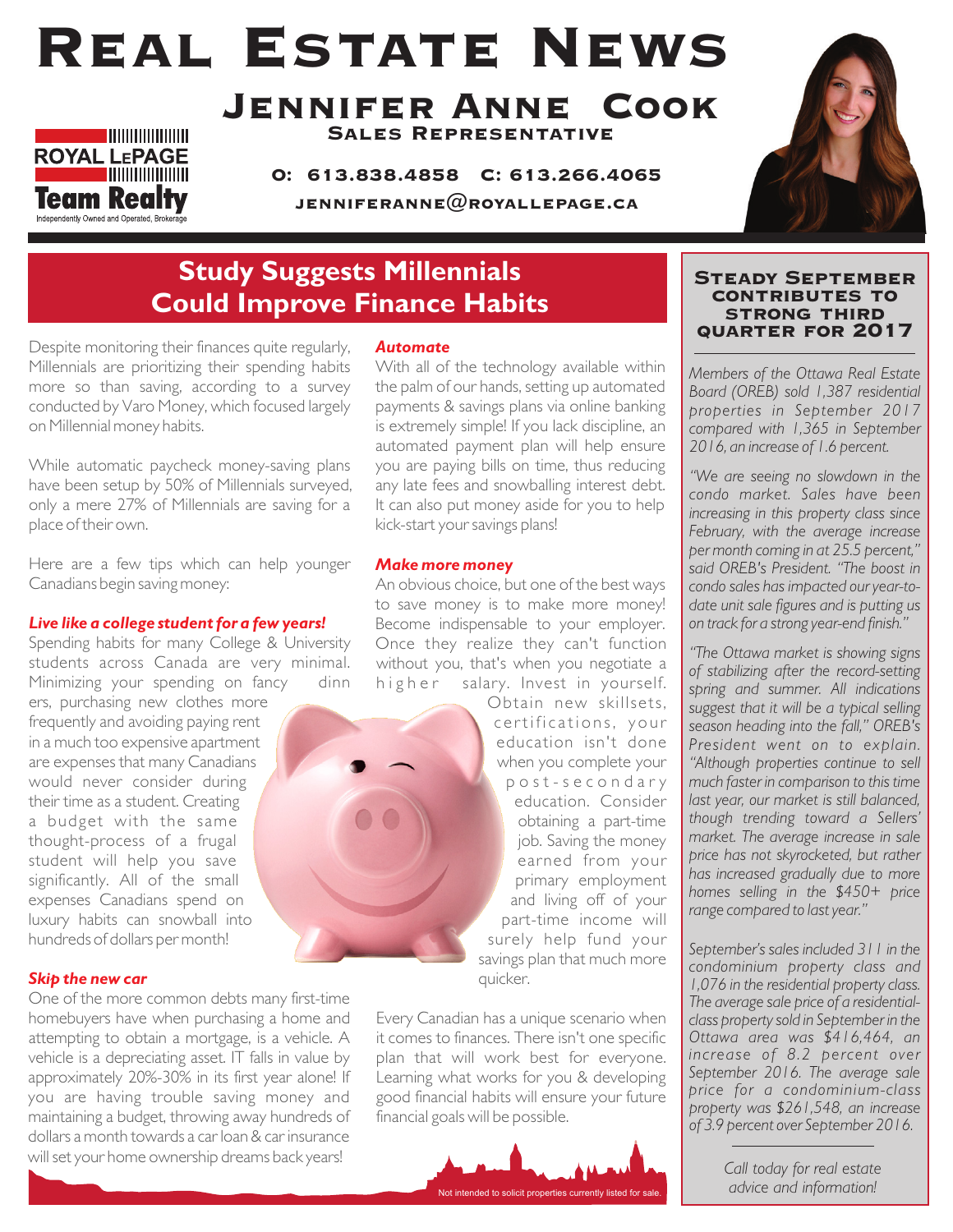# Real Estate News

## Jennifer Anne Cook

**Sales Representative**

**O: 613.838.4858 C: 613.266.4065**

**jenniferanne@royallepage.ca**

ROYAL LEPAGE
Team Realty
Independently Owned and Operated, Brokerage

## Study Suggests Millennials Could Improve Finance Habits

Despite monitoring their finances quite regularly, Millennials are prioritizing their spending habits more so than saving, according to a survey conducted by Varo Money, which focused largely on Millennial money habits.

While automatic paycheck money-saving plans have been setup by 50% of Millennials surveyed, only a mere 27% of Millennials are saving for a place of their own.

Here are a few tips which can help younger Canadians begin saving money:

***Live like a college student for a few years!***
Spending habits for many College & University students across Canada are very minimal. Minimizing your spending on fancy dinners, purchasing new clothes more frequently and avoiding paying rent in a much too expensive apartment are expenses that many Canadians would never consider during their time as a student. Creating a budget with the same thought-process of a frugal student will help you save significantly. All of the small expenses Canadians spend on luxury habits can snowball into hundreds of dollars per month!

***Skip the new car***
One of the more common debts many first-time homebuyers have when purchasing a home and attempting to obtain a mortgage, is a vehicle. A vehicle is a depreciating asset. IT falls in value by approximately 20%-30% in its first year alone! If you are having trouble saving money and maintaining a budget, throwing away hundreds of dollars a month towards a car loan & car insurance will set your home ownership dreams back years!

***Automate***
With all of the technology available within the palm of our hands, setting up automated payments & savings plans via online banking is extremely simple! If you lack discipline, an automated payment plan will help ensure you are paying bills on time, thus reducing any late fees and snowballing interest debt. It can also put money aside for you to help kick-start your savings plans!

***Make more money***
An obvious choice, but one of the best ways to save money is to make more money! Become indispensable to your employer. Once they realize they can't function without you, that's when you negotiate a higher salary. Invest in yourself. Obtain new skillsets, certifications, your education isn't done when you complete your post-secondary education. Consider obtaining a part-time job. Saving the money earned from your primary employment and living off of your part-time income will surely help fund your savings plan that much more quicker.

Every Canadian has a unique scenario when it comes to finances. There isn't one specific plan that will work best for everyone. Learning what works for you & developing good financial habits will ensure your future financial goals will be possible.

Not intended to solicit properties currently listed for sale.

### Steady September Contributes to Strong Third Quarter for 2017

*Members of the Ottawa Real Estate Board (OREB) sold 1,387 residential properties in September 2017 compared with 1,365 in September 2016, an increase of 1.6 percent.*

*"We are seeing no slowdown in the condo market. Sales have been increasing in this property class since February, with the average increase per month coming in at 25.5 percent," said OREB's President. "The boost in condo sales has impacted our year-to-date unit sale figures and is putting us on track for a strong year-end finish."*

*"The Ottawa market is showing signs of stabilizing after the record-setting spring and summer. All indications suggest that it will be a typical selling season heading into the fall," OREB's President went on to explain. "Although properties continue to sell much faster in comparison to this time last year, our market is still balanced, though trending toward a Sellers' market. The average increase in sale price has not skyrocketed, but rather has increased gradually due to more homes selling in the $450+ price range compared to last year."*

*September's sales included 311 in the condominium property class and 1,076 in the residential property class. The average sale price of a residential-class property sold in September in the Ottawa area was $416,464, an increase of 8.2 percent over September 2016. The average sale price for a condominium-class property was $261,548, an increase of 3.9 percent over September 2016.*

*Call today for real estate advice and information!*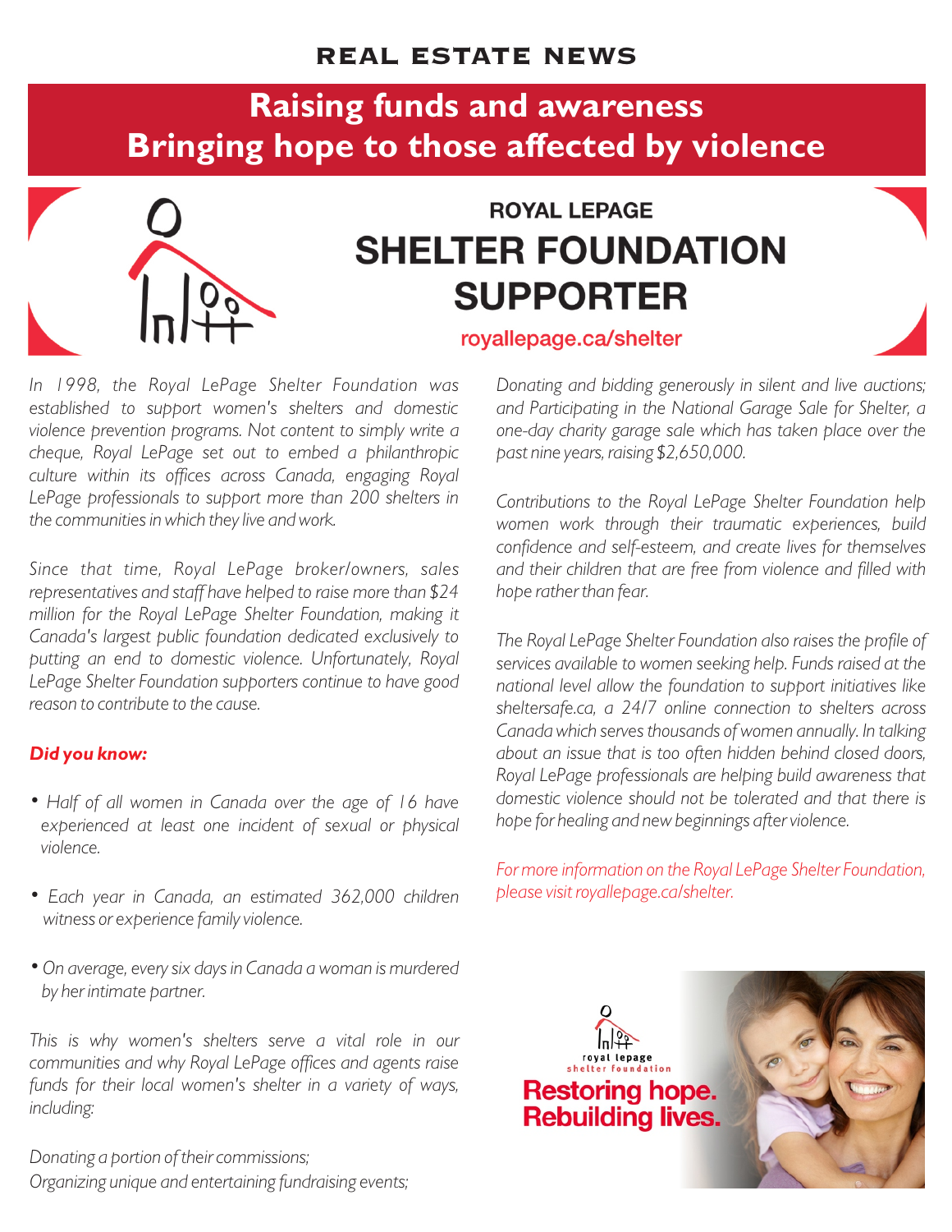REAL ESTATE NEWS

# Raising funds and awareness
# Bringing hope to those affected by violence

ROYAL LEPAGE

## SHELTER FOUNDATION SUPPORTER

royallepage.ca/shelter

*In 1998, the Royal LePage Shelter Foundation was established to support women's shelters and domestic violence prevention programs. Not content to simply write a cheque, Royal LePage set out to embed a philanthropic culture within its offices across Canada, engaging Royal LePage professionals to support more than 200 shelters in the communities in which they live and work.*

*Since that time, Royal LePage broker/owners, sales representatives and staff have helped to raise more than $24 million for the Royal LePage Shelter Foundation, making it Canada's largest public foundation dedicated exclusively to putting an end to domestic violence. Unfortunately, Royal LePage Shelter Foundation supporters continue to have good reason to contribute to the cause.*

***Did you know:***

- *Half of all women in Canada over the age of 16 have experienced at least one incident of sexual or physical violence.*
- *Each year in Canada, an estimated 362,000 children witness or experience family violence.*
- *On average, every six days in Canada a woman is murdered by her intimate partner.*

*This is why women's shelters serve a vital role in our communities and why Royal LePage offices and agents raise funds for their local women's shelter in a variety of ways, including:*

*Donating a portion of their commissions;*
*Organizing unique and entertaining fundraising events;*
*Donating and bidding generously in silent and live auctions; and Participating in the National Garage Sale for Shelter, a one-day charity garage sale which has taken place over the past nine years, raising $2,650,000.*

*Contributions to the Royal LePage Shelter Foundation help women work through their traumatic experiences, build confidence and self-esteem, and create lives for themselves and their children that are free from violence and filled with hope rather than fear.*

*The Royal LePage Shelter Foundation also raises the profile of services available to women seeking help. Funds raised at the national level allow the foundation to support initiatives like sheltersafe.ca, a 24/7 online connection to shelters across Canada which serves thousands of women annually. In talking about an issue that is too often hidden behind closed doors, Royal LePage professionals are helping build awareness that domestic violence should not be tolerated and that there is hope for healing and new beginnings after violence.*

*For more information on the Royal LePage Shelter Foundation, please visit royallepage.ca/shelter.*

royal lepage shelter foundation

**Restoring hope. Rebuilding lives.**